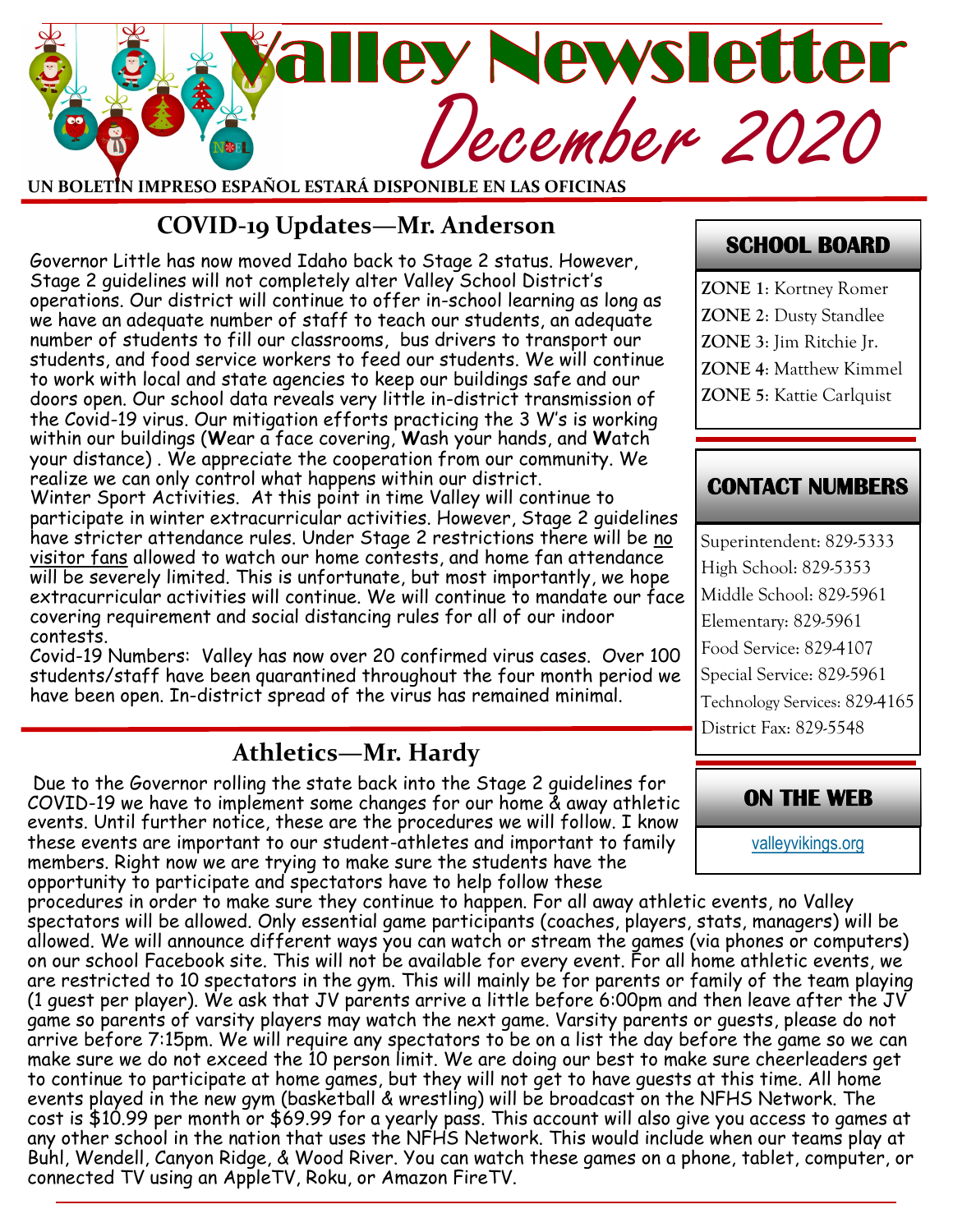# Valley Newsletter

## December 2020

**UN BOLETÍN IMPRESO ESPAÑOL ESTARÁ DISPONIBLE EN LAS OFICINAS**

## COVID-19 Updates—Mr. Anderson

Governor Little has now moved Idaho back to Stage 2 status. However, Stage 2 guidelines will not completely alter Valley School District's operations. Our district will continue to offer in-school learning as long as we have an adequate number of staff to teach our students, an adequate number of students to fill our classrooms, bus drivers to transport our students, and food service workers to feed our students. We will continue to work with local and state agencies to keep our buildings safe and our doors open. Our school data reveals very little in-district transmission of the Covid-19 virus. Our mitigation efforts practicing the 3 W's is working within our buildings (**W**ear a face covering, **W**ash your hands, and **W**atch your distance) . We appreciate the cooperation from our community. We realize we can only control what happens within our district.

Winter Sport Activities. At this point in time Valley will continue to participate in winter extracurricular activities. However, Stage 2 guidelines have stricter attendance rules. Under Stage 2 restrictions there will be <u>no visitor fans</u> allowed to watch our home contests, and home fan attendance will be severely limited. This is unfortunate, but most importantly, we hope extracurricular activities will continue. We will continue to mandate our face covering requirement and social distancing rules for all of our indoor contests.

Covid-19 Numbers: Valley has now over 20 confirmed virus cases. Over 100 students/staff have been quarantined throughout the four month period we have been open. In-district spread of the virus has remained minimal.

## Athletics—Mr. Hardy

Due to the Governor rolling the state back into the Stage 2 guidelines for COVID-19 we have to implement some changes for our home & away athletic events. Until further notice, these are the procedures we will follow. I know these events are important to our student-athletes and important to family members. Right now we are trying to make sure the students have the opportunity to participate and spectators have to help follow these procedures in order to make sure they continue to happen. For all away athletic events, no Valley spectators will be allowed. Only essential game participants (coaches, players, stats, managers) will be allowed. We will announce different ways you can watch or stream the games (via phones or computers) on our school Facebook site. This will not be available for every event. For all home athletic events, we are restricted to 10 spectators in the gym. This will mainly be for parents or family of the team playing (1 guest per player). We ask that JV parents arrive a little before 6:00pm and then leave after the JV game so parents of varsity players may watch the next game. Varsity parents or guests, please do not arrive before 7:15pm. We will require any spectators to be on a list the day before the game so we can make sure we do not exceed the 10 person limit. We are doing our best to make sure cheerleaders get to continue to participate at home games, but they will not get to have guests at this time. All home events played in the new gym (basketball & wrestling) will be broadcast on the NFHS Network. The cost is $10.99 per month or $69.99 for a yearly pass. This account will also give you access to games at any other school in the nation that uses the NFHS Network. This would include when our teams play at Buhl, Wendell, Canyon Ridge, & Wood River. You can watch these games on a phone, tablet, computer, or connected TV using an AppleTV, Roku, or Amazon FireTV.

## SCHOOL BOARD

**ZONE 1**: Kortney Romer
**ZONE 2**: Dusty Standlee
**ZONE 3**: Jim Ritchie Jr.
**ZONE 4**: Matthew Kimmel
**ZONE 5**: Kattie Carlquist

## CONTACT NUMBERS

Superintendent: 829-5333
High School: 829-5353
Middle School: 829-5961
Elementary: 829-5961
Food Service: 829-4107
Special Service: 829-5961
Technology Services: 829-4165
District Fax: 829-5548

## ON THE WEB

valleyvikings.org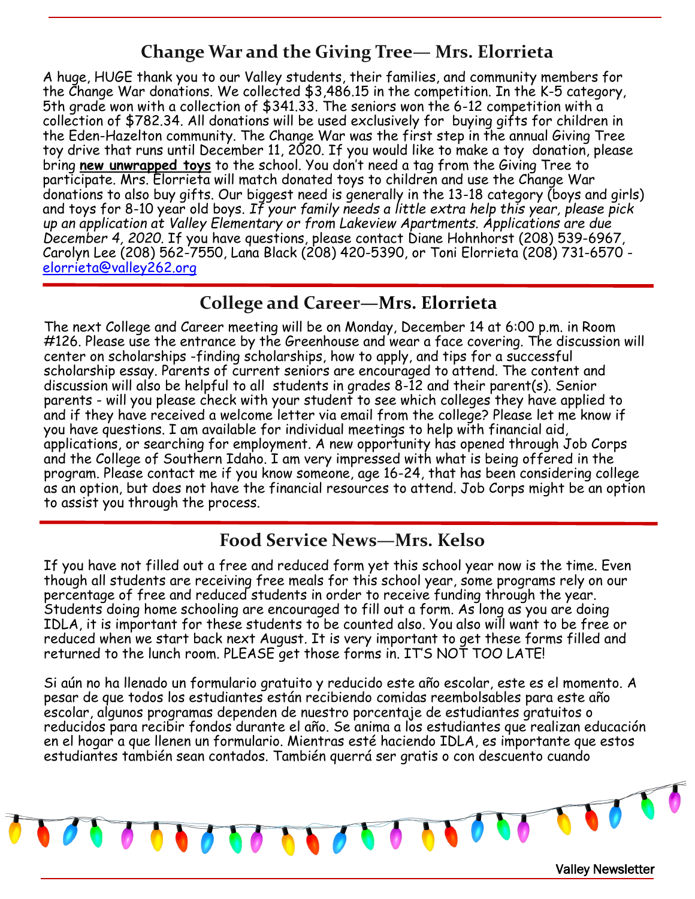## Change War and the Giving Tree— Mrs. Elorrieta

A huge, HUGE thank you to our Valley students, their families, and community members for the Change War donations. We collected $3,486.15 in the competition. In the K-5 category, 5th grade won with a collection of $341.33. The seniors won the 6-12 competition with a collection of $782.34. All donations will be used exclusively for buying gifts for children in the Eden-Hazelton community. The Change War was the first step in the annual Giving Tree toy drive that runs until December 11, 2020. If you would like to make a toy donation, please bring **new unwrapped toys** to the school. You don't need a tag from the Giving Tree to participate. Mrs. Elorrieta will match donated toys to children and use the Change War donations to also buy gifts. Our biggest need is generally in the 13-18 category (boys and girls) and toys for 8-10 year old boys. *If your family needs a little extra help this year, please pick up an application at Valley Elementary or from Lakeview Apartments. Applications are due December 4, 2020.* If you have questions, please contact Diane Hohnhorst (208) 539-6967, Carolyn Lee (208) 562-7550, Lana Black (208) 420-5390, or Toni Elorrieta (208) 731-6570 - elorrieta@valley262.org

## College and Career—Mrs. Elorrieta

The next College and Career meeting will be on Monday, December 14 at 6:00 p.m. in Room #126. Please use the entrance by the Greenhouse and wear a face covering. The discussion will center on scholarships -finding scholarships, how to apply, and tips for a successful scholarship essay. Parents of current seniors are encouraged to attend. The content and discussion will also be helpful to all students in grades 8-12 and their parent(s). Senior parents - will you please check with your student to see which colleges they have applied to and if they have received a welcome letter via email from the college? Please let me know if you have questions. I am available for individual meetings to help with financial aid, applications, or searching for employment. A new opportunity has opened through Job Corps and the College of Southern Idaho. I am very impressed with what is being offered in the program. Please contact me if you know someone, age 16-24, that has been considering college as an option, but does not have the financial resources to attend. Job Corps might be an option to assist you through the process.

## Food Service News—Mrs. Kelso

If you have not filled out a free and reduced form yet this school year now is the time. Even though all students are receiving free meals for this school year, some programs rely on our percentage of free and reduced students in order to receive funding through the year. Students doing home schooling are encouraged to fill out a form. As long as you are doing IDLA, it is important for these students to be counted also. You also will want to be free or reduced when we start back next August. It is very important to get these forms filled and returned to the lunch room. PLEASE get those forms in. IT'S NOT TOO LATE!

Si aún no ha llenado un formulario gratuito y reducido este año escolar, este es el momento. A pesar de que todos los estudiantes están recibiendo comidas reembolsables para este año escolar, algunos programas dependen de nuestro porcentaje de estudiantes gratuitos o reducidos para recibir fondos durante el año. Se anima a los estudiantes que realizan educación en el hogar a que llenen un formulario. Mientras esté haciendo IDLA, es importante que estos estudiantes también sean contados. También querrá ser gratis o con descuento cuando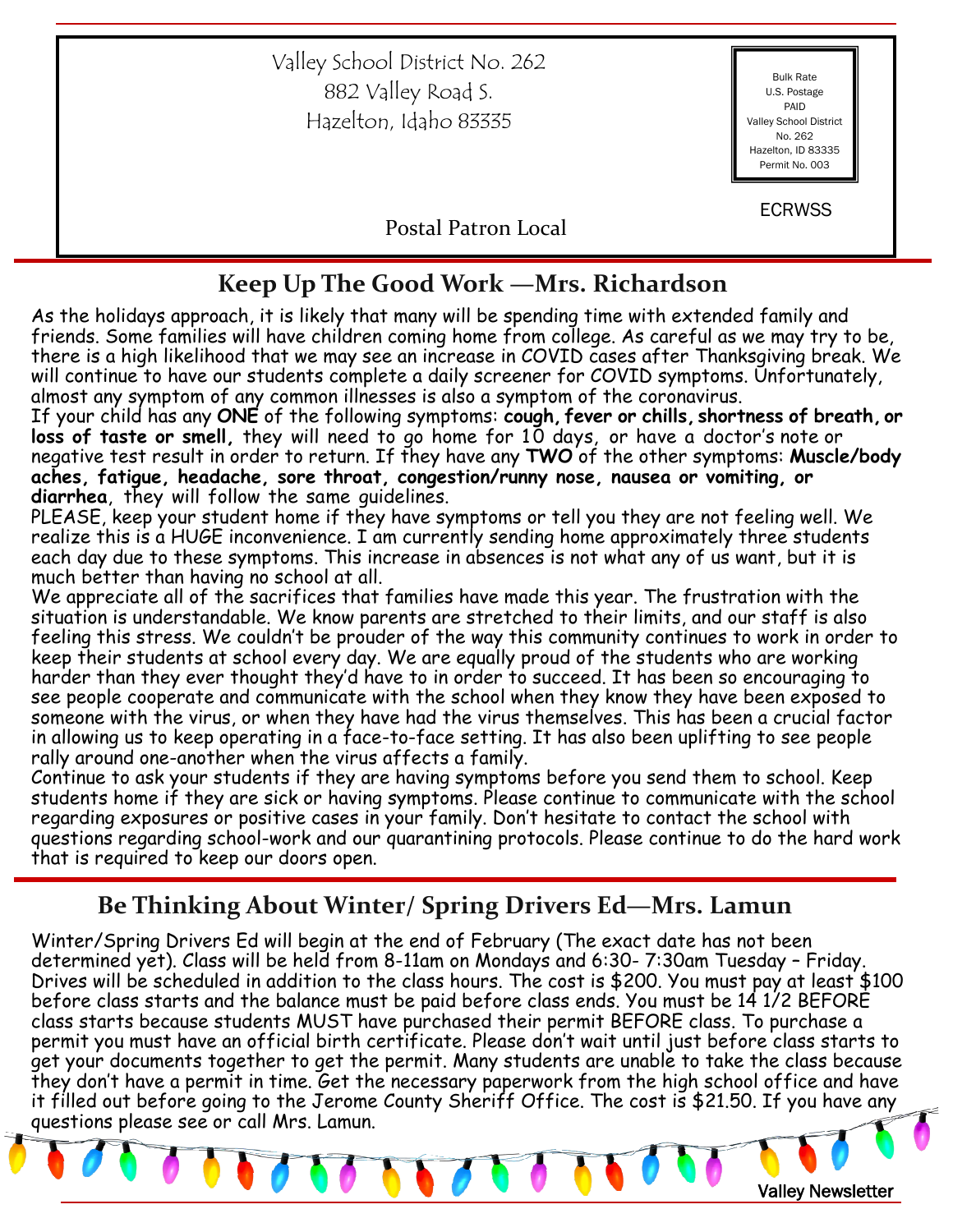Valley School District No. 262
882 Valley Road S.
Hazelton, Idaho 83335

Bulk Rate
U.S. Postage
PAID
Valley School District No. 262
Hazelton, ID 83335
Permit No. 003

ECRWSS

Postal Patron Local

## Keep Up The Good Work —Mrs. Richardson

As the holidays approach, it is likely that many will be spending time with extended family and friends. Some families will have children coming home from college. As careful as we may try to be, there is a high likelihood that we may see an increase in COVID cases after Thanksgiving break. We will continue to have our students complete a daily screener for COVID symptoms. Unfortunately, almost any symptom of any common illnesses is also a symptom of the coronavirus.

If your child has any **ONE** of the following symptoms: **cough, fever or chills, shortness of breath, or loss of taste or smell,** they will need to go home for 10 days, or have a doctor's note or negative test result in order to return. If they have any **TWO** of the other symptoms: **Muscle/body aches, fatigue, headache, sore throat, congestion/runny nose, nausea or vomiting, or diarrhea**, they will follow the same guidelines.

PLEASE, keep your student home if they have symptoms or tell you they are not feeling well. We realize this is a HUGE inconvenience. I am currently sending home approximately three students each day due to these symptoms. This increase in absences is not what any of us want, but it is much better than having no school at all.

We appreciate all of the sacrifices that families have made this year. The frustration with the situation is understandable. We know parents are stretched to their limits, and our staff is also feeling this stress. We couldn't be prouder of the way this community continues to work in order to keep their students at school every day. We are equally proud of the students who are working harder than they ever thought they'd have to in order to succeed. It has been so encouraging to see people cooperate and communicate with the school when they know they have been exposed to someone with the virus, or when they have had the virus themselves. This has been a crucial factor in allowing us to keep operating in a face-to-face setting. It has also been uplifting to see people rally around one-another when the virus affects a family.

Continue to ask your students if they are having symptoms before you send them to school. Keep students home if they are sick or having symptoms. Please continue to communicate with the school regarding exposures or positive cases in your family. Don't hesitate to contact the school with questions regarding school-work and our quarantining protocols. Please continue to do the hard work that is required to keep our doors open.

## Be Thinking About Winter/ Spring Drivers Ed—Mrs. Lamun

Winter/Spring Drivers Ed will begin at the end of February (The exact date has not been determined yet). Class will be held from 8-11am on Mondays and 6:30- 7:30am Tuesday – Friday. Drives will be scheduled in addition to the class hours. The cost is $200. You must pay at least $100 before class starts and the balance must be paid before class ends. You must be 14 1/2 BEFORE class starts because students MUST have purchased their permit BEFORE class. To purchase a permit you must have an official birth certificate. Please don't wait until just before class starts to get your documents together to get the permit. Many students are unable to take the class because they don't have a permit in time. Get the necessary paperwork from the high school office and have it filled out before going to the Jerome County Sheriff Office. The cost is $21.50. If you have any questions please see or call Mrs. Lamun.